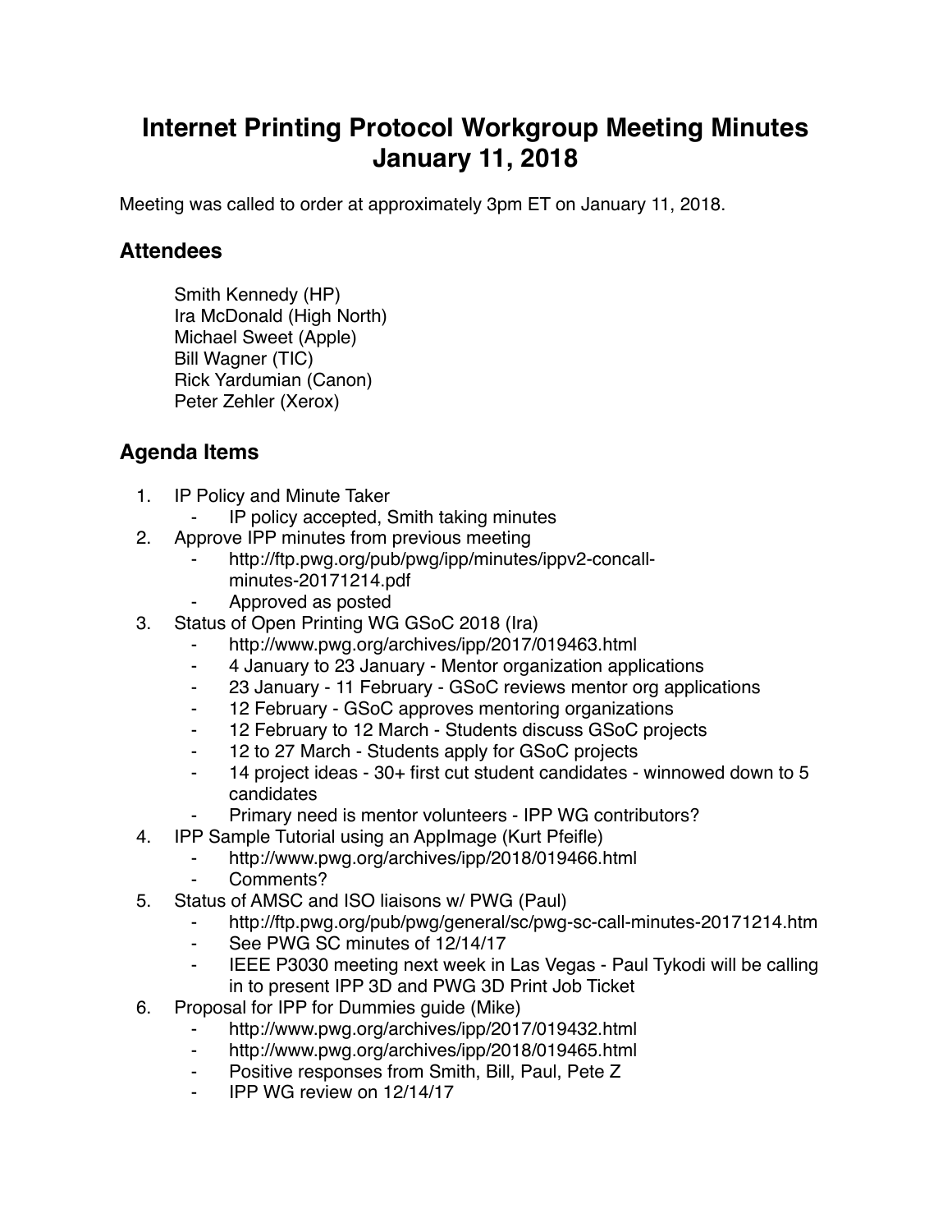# Internet Printing Protocol Workgroup Meeting Minutes January 11, 2018

Meeting was called to order at approximately 3pm ET on January 11, 2018.

## Attendees

Smith Kennedy (HP)
Ira McDonald (High North)
Michael Sweet (Apple)
Bill Wagner (TIC)
Rick Yardumian (Canon)
Peter Zehler (Xerox)

## Agenda Items

1. IP Policy and Minute Taker
    - IP policy accepted, Smith taking minutes
2. Approve IPP minutes from previous meeting
    - http://ftp.pwg.org/pub/pwg/ipp/minutes/ippv2-concall-minutes-20171214.pdf
    - Approved as posted
3. Status of Open Printing WG GSoC 2018 (Ira)
    - http://www.pwg.org/archives/ipp/2017/019463.html
    - 4 January to 23 January - Mentor organization applications
    - 23 January - 11 February - GSoC reviews mentor org applications
    - 12 February - GSoC approves mentoring organizations
    - 12 February to 12 March - Students discuss GSoC projects
    - 12 to 27 March - Students apply for GSoC projects
    - 14 project ideas - 30+ first cut student candidates - winnowed down to 5 candidates
    - Primary need is mentor volunteers - IPP WG contributors?
4. IPP Sample Tutorial using an AppImage (Kurt Pfeifle)
    - http://www.pwg.org/archives/ipp/2018/019466.html
    - Comments?
5. Status of AMSC and ISO liaisons w/ PWG (Paul)
    - http://ftp.pwg.org/pub/pwg/general/sc/pwg-sc-call-minutes-20171214.htm
    - See PWG SC minutes of 12/14/17
    - IEEE P3030 meeting next week in Las Vegas - Paul Tykodi will be calling in to present IPP 3D and PWG 3D Print Job Ticket
6. Proposal for IPP for Dummies guide (Mike)
    - http://www.pwg.org/archives/ipp/2017/019432.html
    - http://www.pwg.org/archives/ipp/2018/019465.html
    - Positive responses from Smith, Bill, Paul, Pete Z
    - IPP WG review on 12/14/17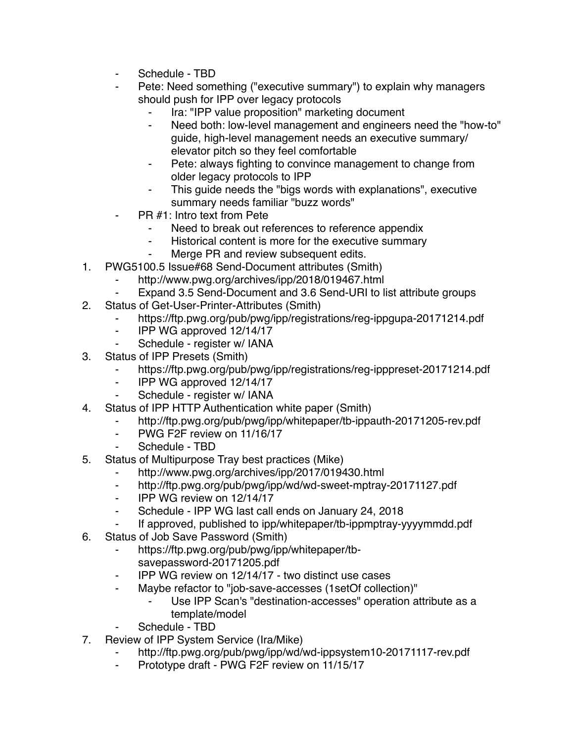- Schedule - TBD
- Pete: Need something ("executive summary") to explain why managers should push for IPP over legacy protocols
    - Ira: "IPP value proposition" marketing document
    - Need both: low-level management and engineers need the "how-to" guide, high-level management needs an executive summary/ elevator pitch so they feel comfortable
    - Pete: always fighting to convince management to change from older legacy protocols to IPP
    - This guide needs the "bigs words with explanations", executive summary needs familiar "buzz words"
- PR #1: Intro text from Pete
    - Need to break out references to reference appendix
    - Historical content is more for the executive summary
    - Merge PR and review subsequent edits.

1. PWG5100.5 Issue#68 Send-Document attributes (Smith)
    - http://www.pwg.org/archives/ipp/2018/019467.html
    - Expand 3.5 Send-Document and 3.6 Send-URI to list attribute groups
2. Status of Get-User-Printer-Attributes (Smith)
    - https://ftp.pwg.org/pub/pwg/ipp/registrations/reg-ippgupa-20171214.pdf
    - IPP WG approved 12/14/17
    - Schedule - register w/ IANA
3. Status of IPP Presets (Smith)
    - https://ftp.pwg.org/pub/pwg/ipp/registrations/reg-ipppreset-20171214.pdf
    - IPP WG approved 12/14/17
    - Schedule - register w/ IANA
4. Status of IPP HTTP Authentication white paper (Smith)
    - http://ftp.pwg.org/pub/pwg/ipp/whitepaper/tb-ippauth-20171205-rev.pdf
    - PWG F2F review on 11/16/17
    - Schedule - TBD
5. Status of Multipurpose Tray best practices (Mike)
    - http://www.pwg.org/archives/ipp/2017/019430.html
    - http://ftp.pwg.org/pub/pwg/ipp/wd/wd-sweet-mptray-20171127.pdf
    - IPP WG review on 12/14/17
    - Schedule - IPP WG last call ends on January 24, 2018
    - If approved, published to ipp/whitepaper/tb-ippmptray-yyyymmdd.pdf
6. Status of Job Save Password (Smith)
    - https://ftp.pwg.org/pub/pwg/ipp/whitepaper/tb-savepassword-20171205.pdf
    - IPP WG review on 12/14/17 - two distinct use cases
    - Maybe refactor to "job-save-accesses (1setOf collection)"
        - Use IPP Scan's "destination-accesses" operation attribute as a template/model
    - Schedule - TBD
7. Review of IPP System Service (Ira/Mike)
    - http://ftp.pwg.org/pub/pwg/ipp/wd/wd-ippsystem10-20171117-rev.pdf
    - Prototype draft - PWG F2F review on 11/15/17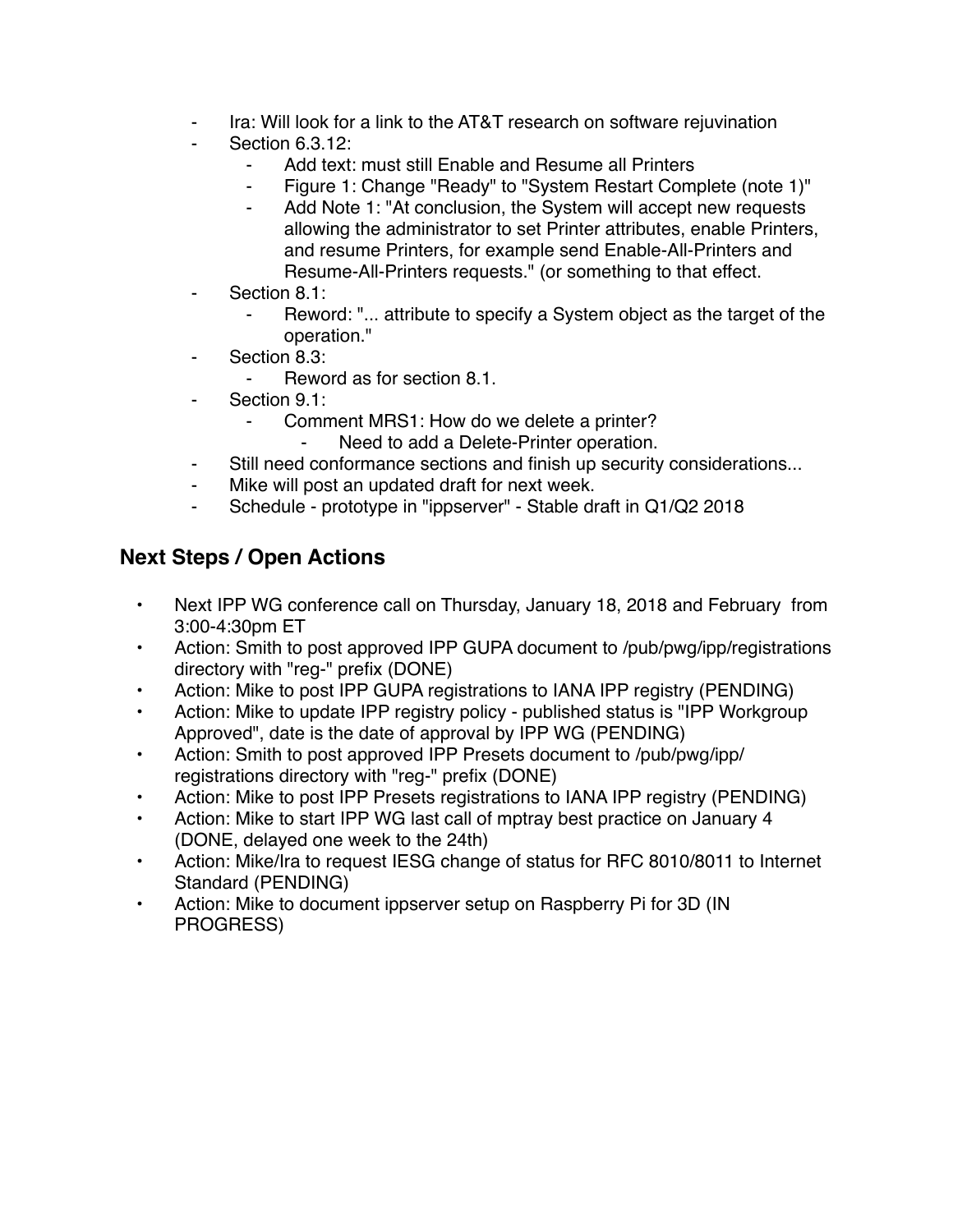- Ira: Will look for a link to the AT&T research on software rejuvination
- Section 6.3.12:
    - Add text: must still Enable and Resume all Printers
    - Figure 1: Change "Ready" to "System Restart Complete (note 1)"
    - Add Note 1: "At conclusion, the System will accept new requests allowing the administrator to set Printer attributes, enable Printers, and resume Printers, for example send Enable-All-Printers and Resume-All-Printers requests." (or something to that effect.
- Section 8.1:
    - Reword: "... attribute to specify a System object as the target of the operation."
- Section 8.3:
    - Reword as for section 8.1.
- Section 9.1:
    - Comment MRS1: How do we delete a printer?
        - Need to add a Delete-Printer operation.
- Still need conformance sections and finish up security considerations...
- Mike will post an updated draft for next week.
- Schedule - prototype in "ippserver" - Stable draft in Q1/Q2 2018

## Next Steps / Open Actions

- Next IPP WG conference call on Thursday, January 18, 2018 and February from 3:00-4:30pm ET
- Action: Smith to post approved IPP GUPA document to /pub/pwg/ipp/registrations directory with "reg-" prefix (DONE)
- Action: Mike to post IPP GUPA registrations to IANA IPP registry (PENDING)
- Action: Mike to update IPP registry policy - published status is "IPP Workgroup Approved", date is the date of approval by IPP WG (PENDING)
- Action: Smith to post approved IPP Presets document to /pub/pwg/ipp/registrations directory with "reg-" prefix (DONE)
- Action: Mike to post IPP Presets registrations to IANA IPP registry (PENDING)
- Action: Mike to start IPP WG last call of mptray best practice on January 4 (DONE, delayed one week to the 24th)
- Action: Mike/Ira to request IESG change of status for RFC 8010/8011 to Internet Standard (PENDING)
- Action: Mike to document ippserver setup on Raspberry Pi for 3D (IN PROGRESS)